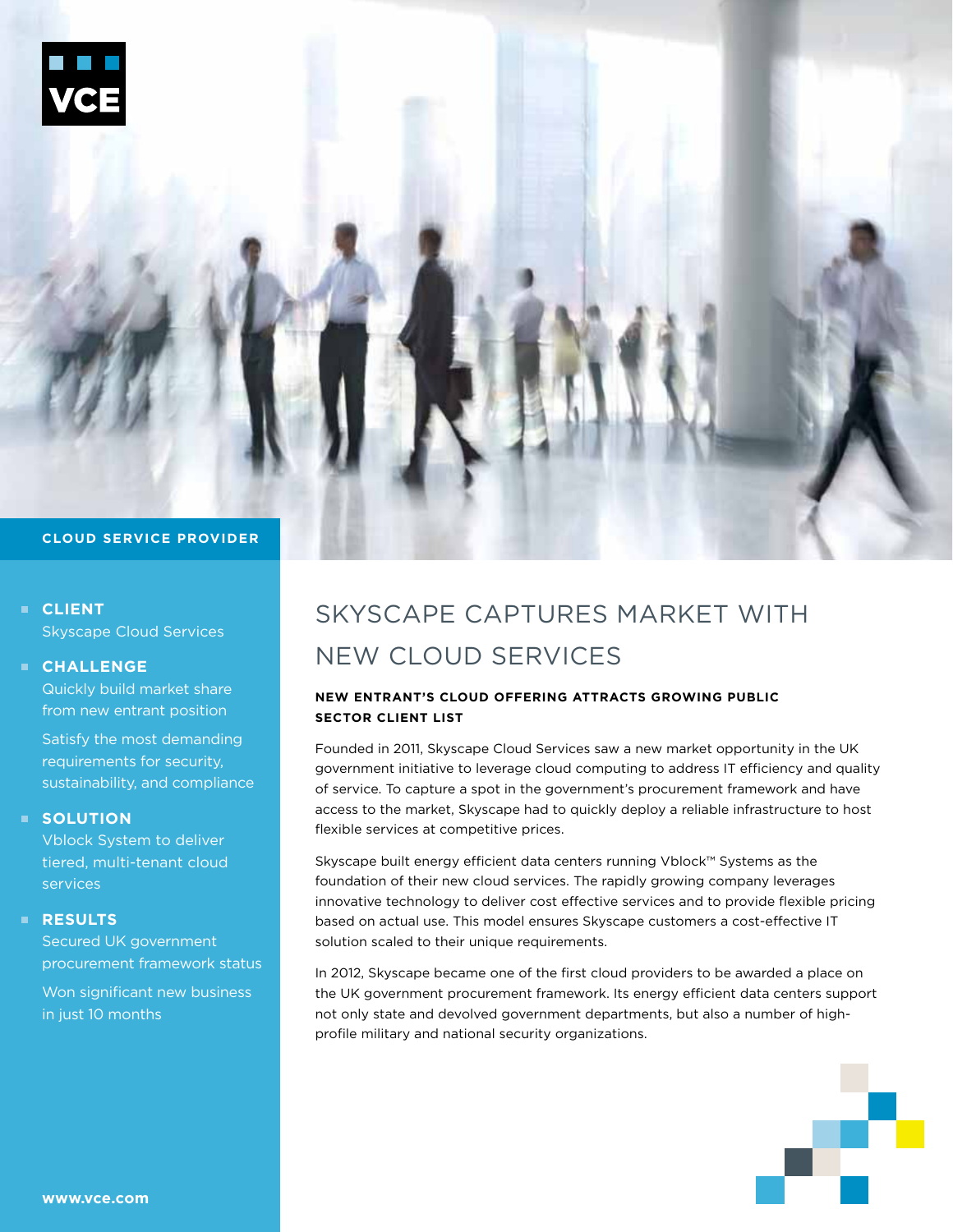VCE

**CLOUD SERVICE PROVIDER**

- **CLIENT**
  Skyscape Cloud Services
- **CHALLENGE**
  Quickly build market share from new entrant position

  Satisfy the most demanding requirements for security, sustainability, and compliance
- **SOLUTION**
  Vblock System to deliver tiered, multi-tenant cloud services
- **RESULTS**
  Secured UK government procurement framework status

  Won significant new business in just 10 months

www.vce.com

# SKYSCAPE CAPTURES MARKET WITH NEW CLOUD SERVICES

### NEW ENTRANT'S CLOUD OFFERING ATTRACTS GROWING PUBLIC SECTOR CLIENT LIST

Founded in 2011, Skyscape Cloud Services saw a new market opportunity in the UK government initiative to leverage cloud computing to address IT efficiency and quality of service. To capture a spot in the government's procurement framework and have access to the market, Skyscape had to quickly deploy a reliable infrastructure to host flexible services at competitive prices.

Skyscape built energy efficient data centers running Vblock™ Systems as the foundation of their new cloud services. The rapidly growing company leverages innovative technology to deliver cost effective services and to provide flexible pricing based on actual use. This model ensures Skyscape customers a cost-effective IT solution scaled to their unique requirements.

In 2012, Skyscape became one of the first cloud providers to be awarded a place on the UK government procurement framework. Its energy efficient data centers support not only state and devolved government departments, but also a number of high-profile military and national security organizations.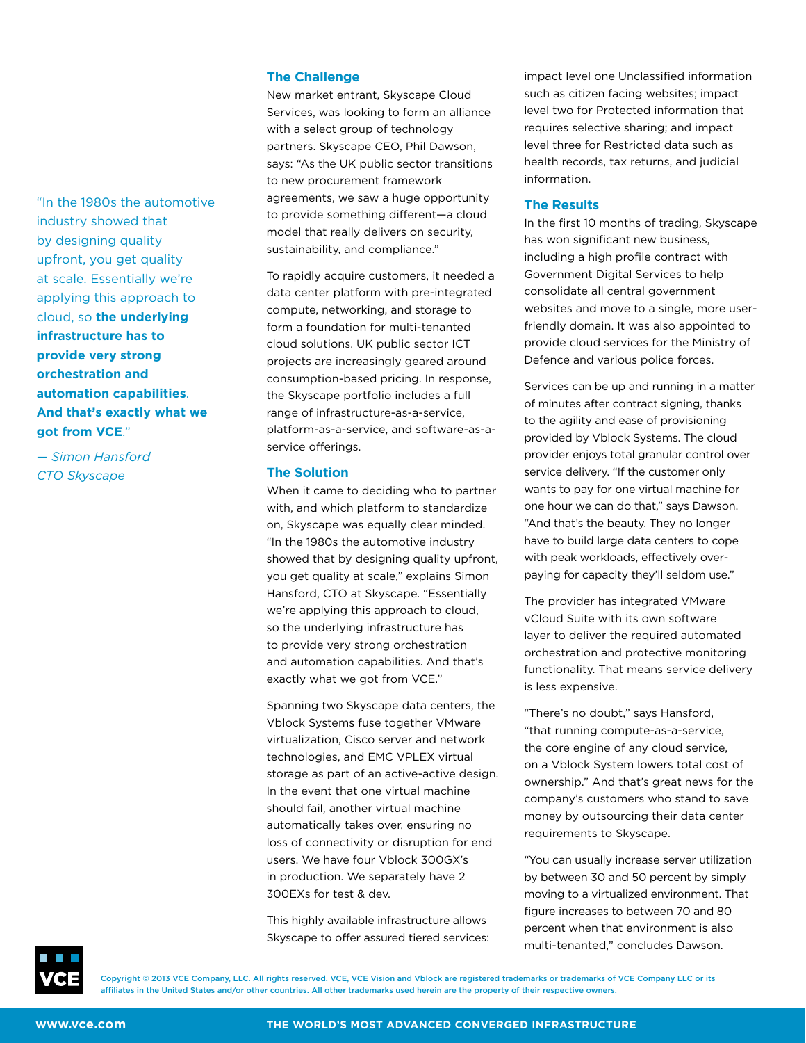"In the 1980s the automotive industry showed that by designing quality upfront, you get quality at scale. Essentially we're applying this approach to cloud, so **the underlying infrastructure has to provide very strong orchestration and automation capabilities**. **And that's exactly what we got from VCE**."

*— Simon Hansford*
*CTO Skyscape*

## The Challenge

New market entrant, Skyscape Cloud Services, was looking to form an alliance with a select group of technology partners. Skyscape CEO, Phil Dawson, says: "As the UK public sector transitions to new procurement framework agreements, we saw a huge opportunity to provide something different—a cloud model that really delivers on security, sustainability, and compliance."

To rapidly acquire customers, it needed a data center platform with pre-integrated compute, networking, and storage to form a foundation for multi-tenanted cloud solutions. UK public sector ICT projects are increasingly geared around consumption-based pricing. In response, the Skyscape portfolio includes a full range of infrastructure-as-a-service, platform-as-a-service, and software-as-a-service offerings.

## The Solution

When it came to deciding who to partner with, and which platform to standardize on, Skyscape was equally clear minded. "In the 1980s the automotive industry showed that by designing quality upfront, you get quality at scale," explains Simon Hansford, CTO at Skyscape. "Essentially we're applying this approach to cloud, so the underlying infrastructure has to provide very strong orchestration and automation capabilities. And that's exactly what we got from VCE."

Spanning two Skyscape data centers, the Vblock Systems fuse together VMware virtualization, Cisco server and network technologies, and EMC VPLEX virtual storage as part of an active-active design. In the event that one virtual machine should fail, another virtual machine automatically takes over, ensuring no loss of connectivity or disruption for end users. We have four Vblock 300GX's in production. We separately have 2 300EXs for test & dev.

This highly available infrastructure allows Skyscape to offer assured tiered services: impact level one Unclassified information such as citizen facing websites; impact level two for Protected information that requires selective sharing; and impact level three for Restricted data such as health records, tax returns, and judicial information.

## The Results

In the first 10 months of trading, Skyscape has won significant new business, including a high profile contract with Government Digital Services to help consolidate all central government websites and move to a single, more user-friendly domain. It was also appointed to provide cloud services for the Ministry of Defence and various police forces.

Services can be up and running in a matter of minutes after contract signing, thanks to the agility and ease of provisioning provided by Vblock Systems. The cloud provider enjoys total granular control over service delivery. "If the customer only wants to pay for one virtual machine for one hour we can do that," says Dawson. "And that's the beauty. They no longer have to build large data centers to cope with peak workloads, effectively over-paying for capacity they'll seldom use."

The provider has integrated VMware vCloud Suite with its own software layer to deliver the required automated orchestration and protective monitoring functionality. That means service delivery is less expensive.

"There's no doubt," says Hansford, "that running compute-as-a-service, the core engine of any cloud service, on a Vblock System lowers total cost of ownership." And that's great news for the company's customers who stand to save money by outsourcing their data center requirements to Skyscape.

"You can usually increase server utilization by between 30 and 50 percent by simply moving to a virtualized environment. That figure increases to between 70 and 80 percent when that environment is also multi-tenanted," concludes Dawson.

Copyright © 2013 VCE Company, LLC. All rights reserved. VCE, VCE Vision and Vblock are registered trademarks or trademarks of VCE Company LLC or its affiliates in the United States and/or other countries. All other trademarks used herein are the property of their respective owners.

www.vce.com THE WORLD'S MOST ADVANCED CONVERGED INFRASTRUCTURE